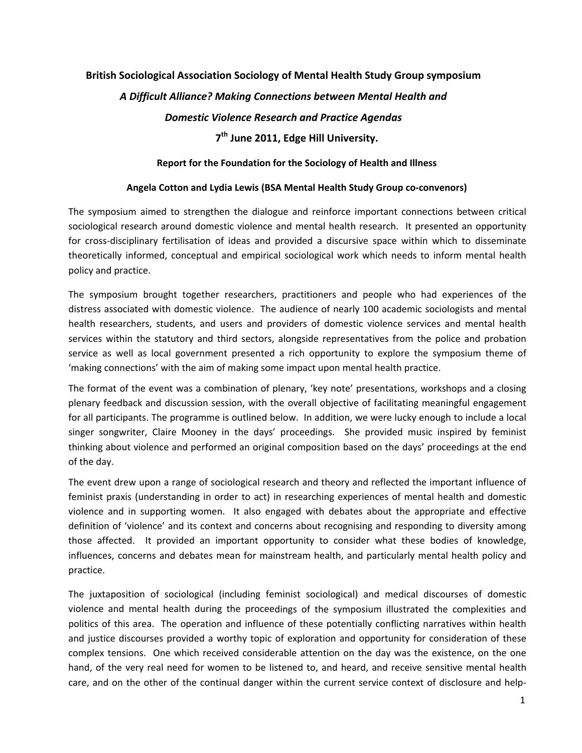**British Sociological Association Sociology of Mental Health Study Group symposium**

***A Difficult Alliance? Making Connections between Mental Health and Domestic Violence Research and Practice Agendas***

**7th June 2011, Edge Hill University.**

**Report for the Foundation for the Sociology of Health and Illness**

**Angela Cotton and Lydia Lewis (BSA Mental Health Study Group co-convenors)**

The symposium aimed to strengthen the dialogue and reinforce important connections between critical sociological research around domestic violence and mental health research. It presented an opportunity for cross-disciplinary fertilisation of ideas and provided a discursive space within which to disseminate theoretically informed, conceptual and empirical sociological work which needs to inform mental health policy and practice.

The symposium brought together researchers, practitioners and people who had experiences of the distress associated with domestic violence. The audience of nearly 100 academic sociologists and mental health researchers, students, and users and providers of domestic violence services and mental health services within the statutory and third sectors, alongside representatives from the police and probation service as well as local government presented a rich opportunity to explore the symposium theme of 'making connections' with the aim of making some impact upon mental health practice.

The format of the event was a combination of plenary, 'key note' presentations, workshops and a closing plenary feedback and discussion session, with the overall objective of facilitating meaningful engagement for all participants. The programme is outlined below. In addition, we were lucky enough to include a local singer songwriter, Claire Mooney in the days' proceedings. She provided music inspired by feminist thinking about violence and performed an original composition based on the days' proceedings at the end of the day.

The event drew upon a range of sociological research and theory and reflected the important influence of feminist praxis (understanding in order to act) in researching experiences of mental health and domestic violence and in supporting women. It also engaged with debates about the appropriate and effective definition of 'violence' and its context and concerns about recognising and responding to diversity among those affected. It provided an important opportunity to consider what these bodies of knowledge, influences, concerns and debates mean for mainstream health, and particularly mental health policy and practice.

The juxtaposition of sociological (including feminist sociological) and medical discourses of domestic violence and mental health during the proceedings of the symposium illustrated the complexities and politics of this area. The operation and influence of these potentially conflicting narratives within health and justice discourses provided a worthy topic of exploration and opportunity for consideration of these complex tensions. One which received considerable attention on the day was the existence, on the one hand, of the very real need for women to be listened to, and heard, and receive sensitive mental health care, and on the other of the continual danger within the current service context of disclosure and help-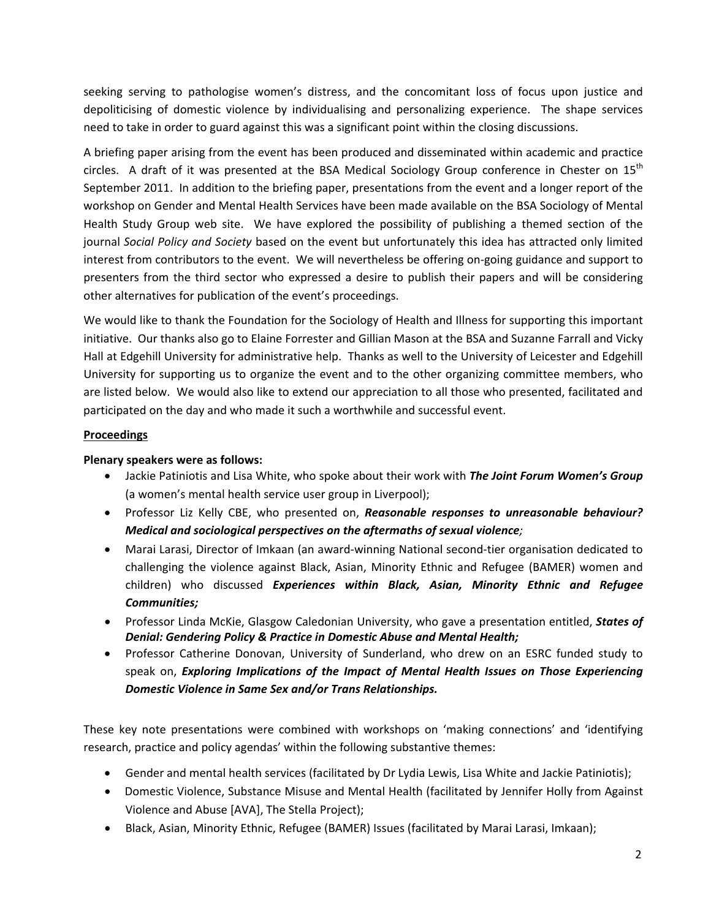seeking serving to pathologise women's distress, and the concomitant loss of focus upon justice and depoliticising of domestic violence by individualising and personalizing experience. The shape services need to take in order to guard against this was a significant point within the closing discussions.

A briefing paper arising from the event has been produced and disseminated within academic and practice circles. A draft of it was presented at the BSA Medical Sociology Group conference in Chester on 15th September 2011. In addition to the briefing paper, presentations from the event and a longer report of the workshop on Gender and Mental Health Services have been made available on the BSA Sociology of Mental Health Study Group web site. We have explored the possibility of publishing a themed section of the journal *Social Policy and Society* based on the event but unfortunately this idea has attracted only limited interest from contributors to the event. We will nevertheless be offering on-going guidance and support to presenters from the third sector who expressed a desire to publish their papers and will be considering other alternatives for publication of the event's proceedings.

We would like to thank the Foundation for the Sociology of Health and Illness for supporting this important initiative. Our thanks also go to Elaine Forrester and Gillian Mason at the BSA and Suzanne Farrall and Vicky Hall at Edgehill University for administrative help. Thanks as well to the University of Leicester and Edgehill University for supporting us to organize the event and to the other organizing committee members, who are listed below. We would also like to extend our appreciation to all those who presented, facilitated and participated on the day and who made it such a worthwhile and successful event.

## Proceedings

**Plenary speakers were as follows:**

- Jackie Patiniotis and Lisa White, who spoke about their work with ***The Joint Forum Women's Group*** (a women's mental health service user group in Liverpool);
- Professor Liz Kelly CBE, who presented on, ***Reasonable responses to unreasonable behaviour? Medical and sociological perspectives on the aftermaths of sexual violence****;*
- Marai Larasi, Director of Imkaan (an award-winning National second-tier organisation dedicated to challenging the violence against Black, Asian, Minority Ethnic and Refugee (BAMER) women and children) who discussed ***Experiences within Black, Asian, Minority Ethnic and Refugee Communities;***
- Professor Linda McKie, Glasgow Caledonian University, who gave a presentation entitled, ***States of Denial: Gendering Policy & Practice in Domestic Abuse and Mental Health;***
- Professor Catherine Donovan, University of Sunderland, who drew on an ESRC funded study to speak on, ***Exploring Implications of the Impact of Mental Health Issues on Those Experiencing Domestic Violence in Same Sex and/or Trans Relationships.***

These key note presentations were combined with workshops on 'making connections' and 'identifying research, practice and policy agendas' within the following substantive themes:

- Gender and mental health services (facilitated by Dr Lydia Lewis, Lisa White and Jackie Patiniotis);
- Domestic Violence, Substance Misuse and Mental Health (facilitated by Jennifer Holly from Against Violence and Abuse [AVA], The Stella Project);
- Black, Asian, Minority Ethnic, Refugee (BAMER) Issues (facilitated by Marai Larasi, Imkaan);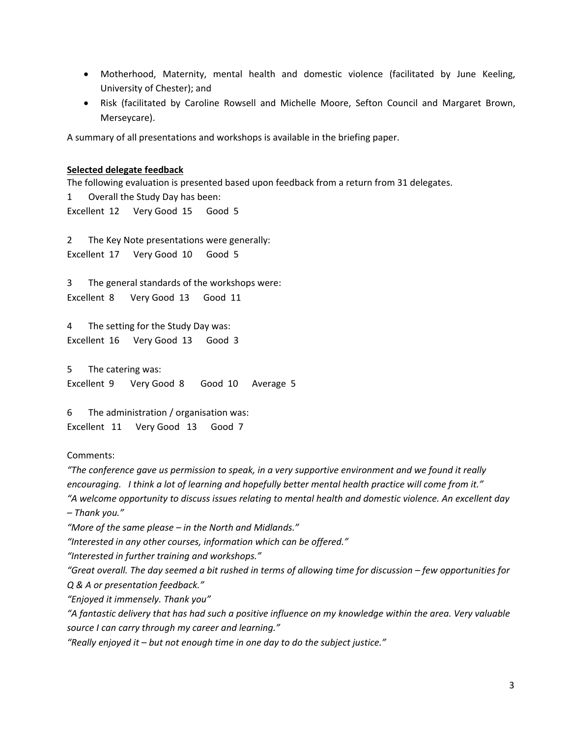- Motherhood, Maternity, mental health and domestic violence (facilitated by June Keeling, University of Chester); and
- Risk (facilitated by Caroline Rowsell and Michelle Moore, Sefton Council and Margaret Brown, Merseycare).

A summary of all presentations and workshops is available in the briefing paper.

**Selected delegate feedback**

The following evaluation is presented based upon feedback from a return from 31 delegates.

1 Overall the Study Day has been:
Excellent 12 Very Good 15 Good 5

2 The Key Note presentations were generally:
Excellent 17 Very Good 10 Good 5

3 The general standards of the workshops were:
Excellent 8 Very Good 13 Good 11

4 The setting for the Study Day was:
Excellent 16 Very Good 13 Good 3

5 The catering was:
Excellent 9 Very Good 8 Good 10 Average 5

6 The administration / organisation was:
Excellent 11 Very Good 13 Good 7

Comments:

*"The conference gave us permission to speak, in a very supportive environment and we found it really encouraging. I think a lot of learning and hopefully better mental health practice will come from it."*
*"A welcome opportunity to discuss issues relating to mental health and domestic violence. An excellent day – Thank you."*
*"More of the same please – in the North and Midlands."*
*"Interested in any other courses, information which can be offered."*
*"Interested in further training and workshops."*
*"Great overall. The day seemed a bit rushed in terms of allowing time for discussion – few opportunities for Q & A or presentation feedback."*
*"Enjoyed it immensely. Thank you"*
*"A fantastic delivery that has had such a positive influence on my knowledge within the area. Very valuable source I can carry through my career and learning."*
*"Really enjoyed it – but not enough time in one day to do the subject justice."*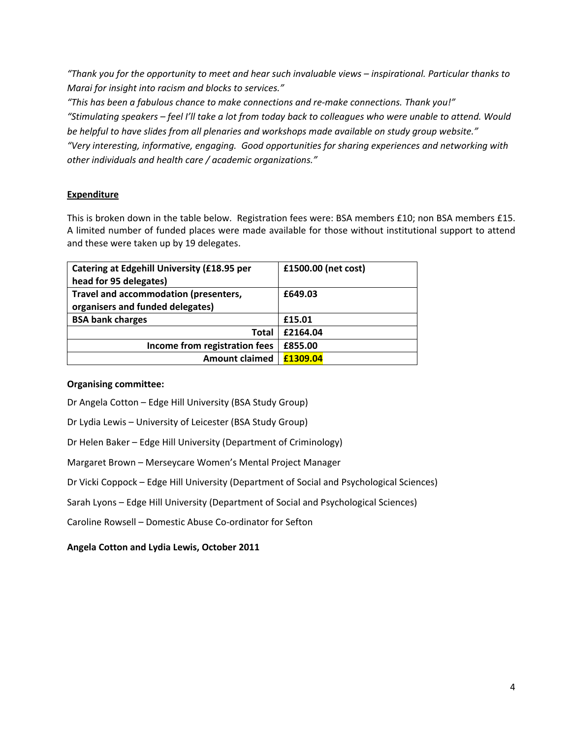*"Thank you for the opportunity to meet and hear such invaluable views – inspirational. Particular thanks to Marai for insight into racism and blocks to services."*

*"This has been a fabulous chance to make connections and re-make connections. Thank you!"*

*"Stimulating speakers – feel I'll take a lot from today back to colleagues who were unable to attend. Would be helpful to have slides from all plenaries and workshops made available on study group website."*

*"Very interesting, informative, engaging. Good opportunities for sharing experiences and networking with other individuals and health care / academic organizations."*

**<u>Expenditure</u>**

This is broken down in the table below. Registration fees were: BSA members £10; non BSA members £15. A limited number of funded places were made available for those without institutional support to attend and these were taken up by 19 delegates.

| | |
|---|---|
| **Catering at Edgehill University (£18.95 per head for 95 delegates)** | **£1500.00 (net cost)** |
| **Travel and accommodation (presenters, organisers and funded delegates)** | **£649.03** |
| **BSA bank charges** | **£15.01** |
| **Total** | **£2164.04** |
| **Income from registration fees** | **£855.00** |
| **Amount claimed** | **£1309.04** |

**Organising committee:**

Dr Angela Cotton – Edge Hill University (BSA Study Group)

Dr Lydia Lewis – University of Leicester (BSA Study Group)

Dr Helen Baker – Edge Hill University (Department of Criminology)

Margaret Brown – Merseycare Women's Mental Project Manager

Dr Vicki Coppock – Edge Hill University (Department of Social and Psychological Sciences)

Sarah Lyons – Edge Hill University (Department of Social and Psychological Sciences)

Caroline Rowsell – Domestic Abuse Co-ordinator for Sefton

**Angela Cotton and Lydia Lewis, October 2011**